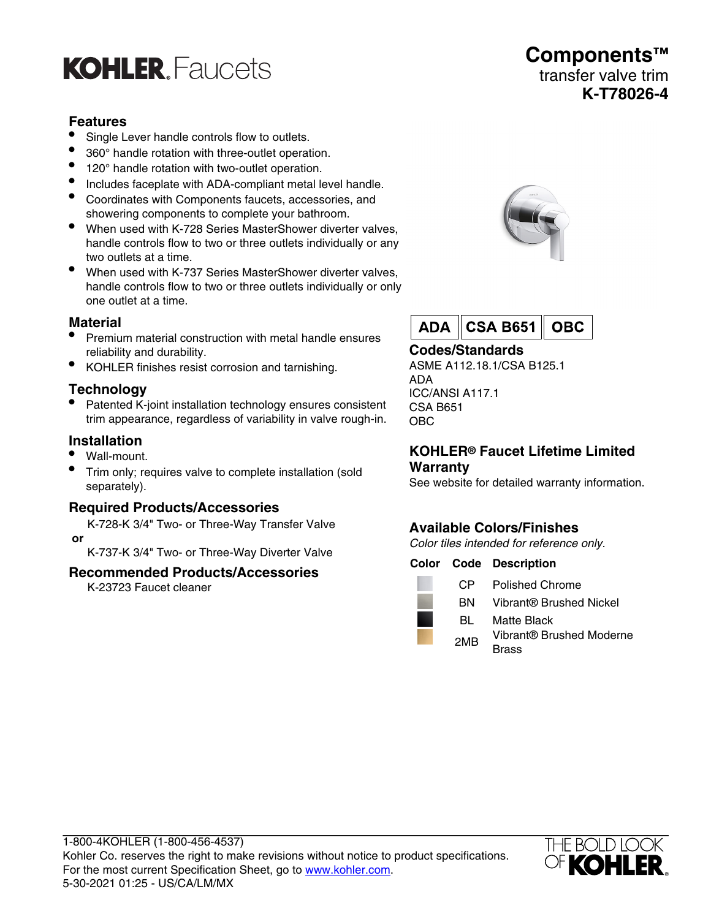# KOHLER Faucets

## Components™

transfer valve trim

**K-T78026-4**

### Features

- Single Lever handle controls flow to outlets.
- 360° handle rotation with three-outlet operation.
- 120° handle rotation with two-outlet operation.
- Includes faceplate with ADA-compliant metal level handle.
- Coordinates with Components faucets, accessories, and showering components to complete your bathroom.
- When used with K-728 Series MasterShower diverter valves, handle controls flow to two or three outlets individually or any two outlets at a time.
- When used with K-737 Series MasterShower diverter valves, handle controls flow to two or three outlets individually or only one outlet at a time.

### Material

- Premium material construction with metal handle ensures reliability and durability.
- KOHLER finishes resist corrosion and tarnishing.

### Technology

- Patented K-joint installation technology ensures consistent trim appearance, regardless of variability in valve rough-in.

### Installation

- Wall-mount.
- Trim only; requires valve to complete installation (sold separately).

### Required Products/Accessories

K-728-K 3/4" Two- or Three-Way Transfer Valve

**or**

K-737-K 3/4" Two- or Three-Way Diverter Valve

### Recommended Products/Accessories

K-23723 Faucet cleaner

**ADA** | **CSA B651** | **OBC**

### Codes/Standards

ASME A112.18.1/CSA B125.1
ADA
ICC/ANSI A117.1
CSA B651
OBC

### KOHLER® Faucet Lifetime Limited Warranty

See website for detailed warranty information.

### Available Colors/Finishes

*Color tiles intended for reference only.*

| Color | Code | Description |
|---|---|---|
| | CP | Polished Chrome |
| | BN | Vibrant® Brushed Nickel |
| | BL | Matte Black |
| | 2MB | Vibrant® Brushed Moderne Brass |

1-800-4KOHLER (1-800-456-4537)
Kohler Co. reserves the right to make revisions without notice to product specifications.
For the most current Specification Sheet, go to www.kohler.com.
5-30-2021 01:25 - US/CA/LM/MX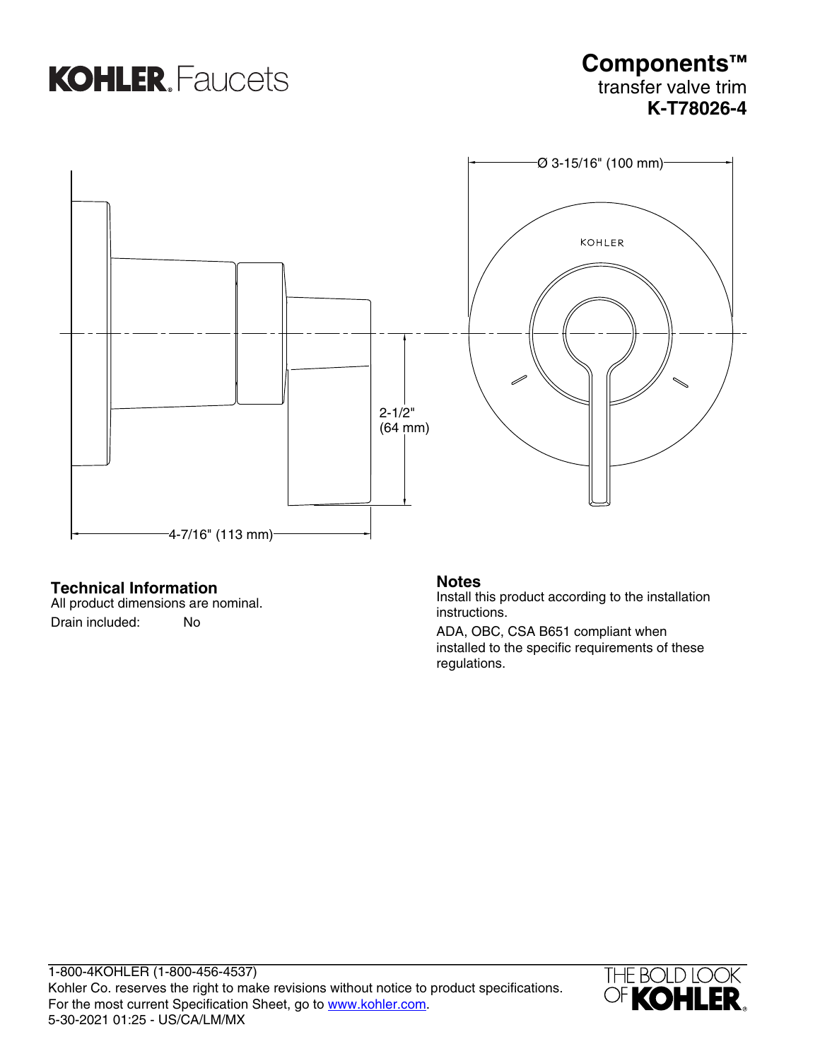# KOHLER. Faucets

## Components™
transfer valve trim
**K-T78026-4**

Ø 3-15/16" (100 mm)

KOHLER

2-1/2"
(64 mm)

4-7/16" (113 mm)

### Technical Information

All product dimensions are nominal.

| | |
|---|---|
| Drain included: | No |

### Notes

Install this product according to the installation instructions.

ADA, OBC, CSA B651 compliant when installed to the specific requirements of these regulations.

1-800-4KOHLER (1-800-456-4537)
Kohler Co. reserves the right to make revisions without notice to product specifications.
For the most current Specification Sheet, go to www.kohler.com.
5-30-2021 01:25 - US/CA/LM/MX

THE BOLD LOOK OF KOHLER.